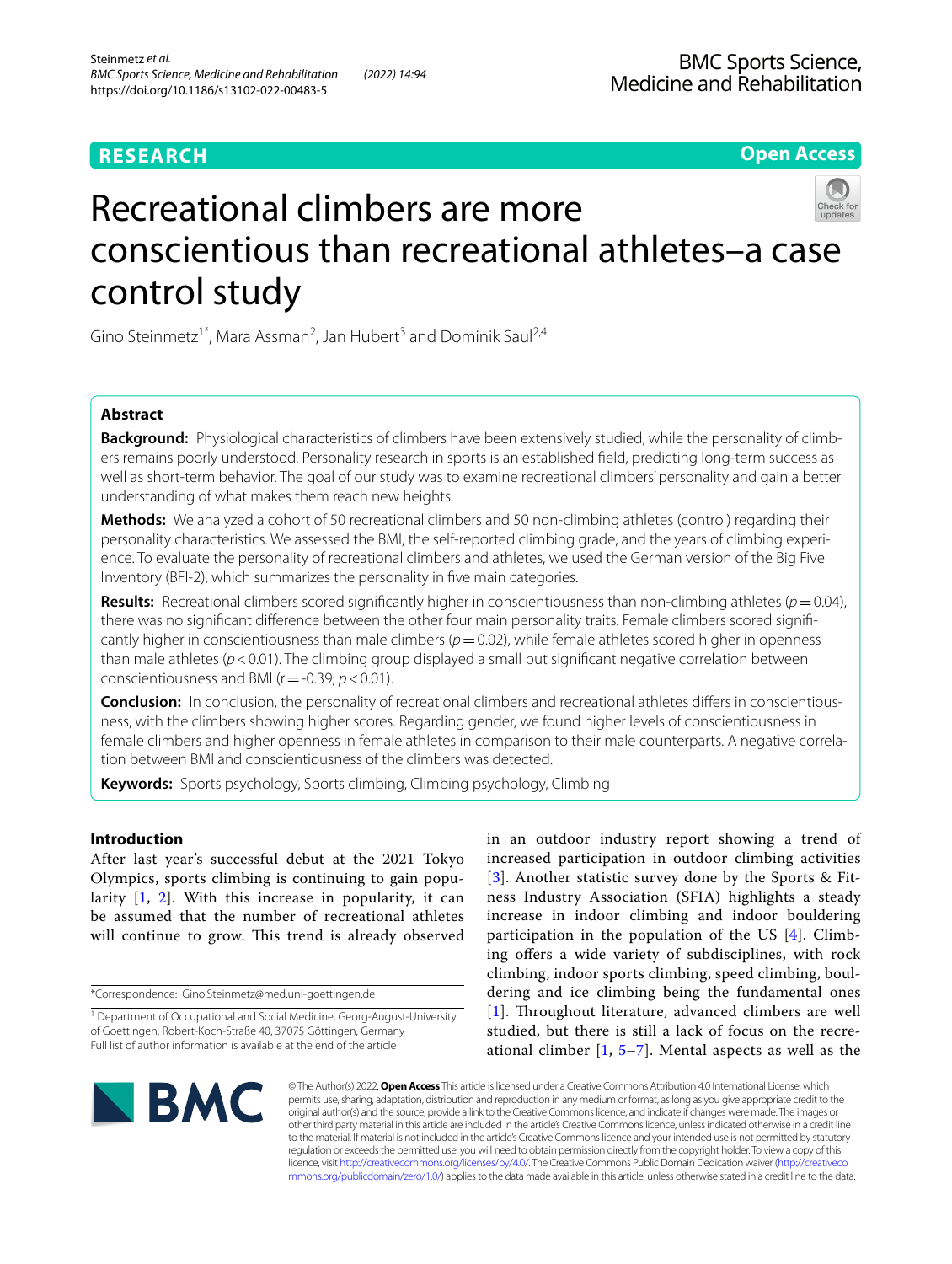RESEARCH

Open Access

# Recreational climbers are more conscientious than recreational athletes–a case control study

Gino Steinmetz[1*], Mara Assman[2], Jan Hubert[3] and Dominik Saul[2,4]

## Abstract

**Background:** Physiological characteristics of climbers have been extensively studied, while the personality of climbers remains poorly understood. Personality research in sports is an established field, predicting long-term success as well as short-term behavior. The goal of our study was to examine recreational climbers' personality and gain a better understanding of what makes them reach new heights.

**Methods:** We analyzed a cohort of 50 recreational climbers and 50 non-climbing athletes (control) regarding their personality characteristics. We assessed the BMI, the self-reported climbing grade, and the years of climbing experience. To evaluate the personality of recreational climbers and athletes, we used the German version of the Big Five Inventory (BFI-2), which summarizes the personality in five main categories.

**Results:** Recreational climbers scored significantly higher in conscientiousness than non-climbing athletes ($p = 0.04$), there was no significant difference between the other four main personality traits. Female climbers scored significantly higher in conscientiousness than male climbers ($p = 0.02$), while female athletes scored higher in openness than male athletes ($p < 0.01$). The climbing group displayed a small but significant negative correlation between conscientiousness and BMI ($r = -0.39$; $p < 0.01$).

**Conclusion:** In conclusion, the personality of recreational climbers and recreational athletes differs in conscientiousness, with the climbers showing higher scores. Regarding gender, we found higher levels of conscientiousness in female climbers and higher openness in female athletes in comparison to their male counterparts. A negative correlation between BMI and conscientiousness of the climbers was detected.

**Keywords:** Sports psychology, Sports climbing, Climbing psychology, Climbing

## Introduction

After last year's successful debut at the 2021 Tokyo Olympics, sports climbing is continuing to gain popularity [1, 2]. With this increase in popularity, it can be assumed that the number of recreational athletes will continue to grow. This trend is already observed in an outdoor industry report showing a trend of increased participation in outdoor climbing activities [3]. Another statistic survey done by the Sports & Fitness Industry Association (SFIA) highlights a steady increase in indoor climbing and indoor bouldering participation in the population of the US [4]. Climbing offers a wide variety of subdisciplines, with rock climbing, indoor sports climbing, speed climbing, bouldering and ice climbing being the fundamental ones [1]. Throughout literature, advanced climbers are well studied, but there is still a lack of focus on the recreational climber [1, 5–7]. Mental aspects as well as the

*Correspondence: Gino.Steinmetz@med.uni-goettingen.de

[1] Department of Occupational and Social Medicine, Georg-August-University of Goettingen, Robert-Koch-Straße 40, 37075 Göttingen, Germany
Full list of author information is available at the end of the article

© The Author(s) 2022. **Open Access** This article is licensed under a Creative Commons Attribution 4.0 International License, which permits use, sharing, adaptation, distribution and reproduction in any medium or format, as long as you give appropriate credit to the original author(s) and the source, provide a link to the Creative Commons licence, and indicate if changes were made. The images or other third party material in this article are included in the article's Creative Commons licence, unless indicated otherwise in a credit line to the material. If material is not included in the article's Creative Commons licence and your intended use is not permitted by statutory regulation or exceeds the permitted use, you will need to obtain permission directly from the copyright holder. To view a copy of this licence, visit http://creativecommons.org/licenses/by/4.0/. The Creative Commons Public Domain Dedication waiver (http://creativecommons.org/publicdomain/zero/1.0/) applies to the data made available in this article, unless otherwise stated in a credit line to the data.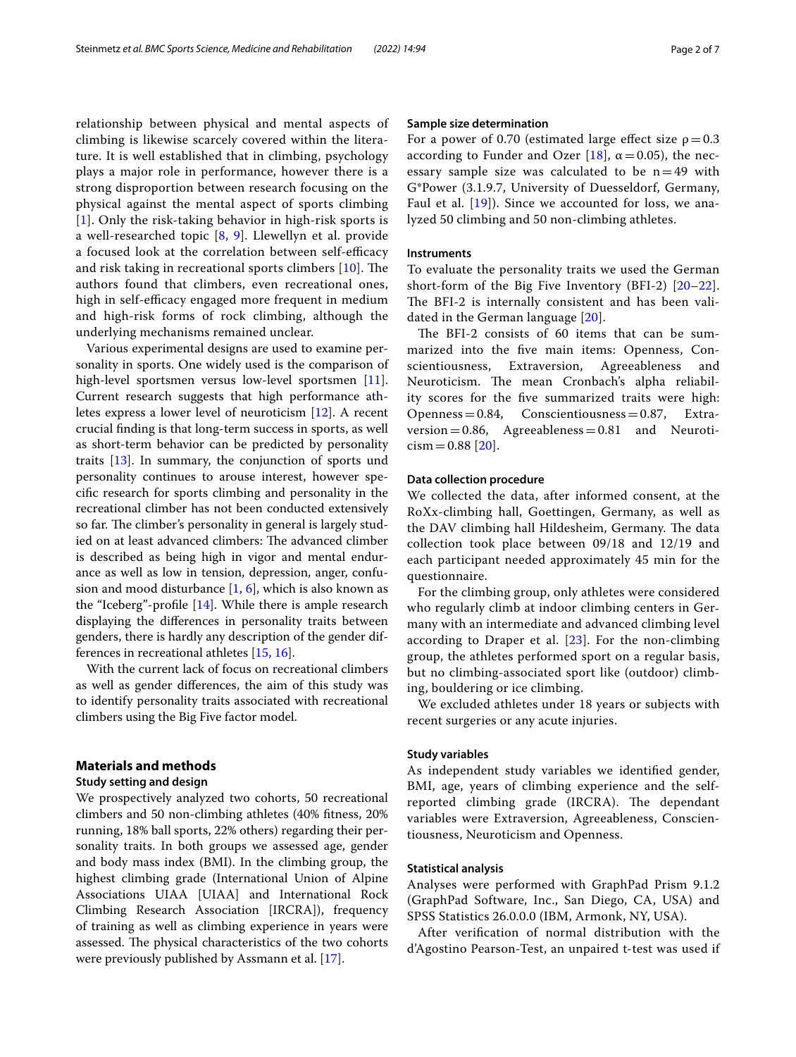relationship between physical and mental aspects of climbing is likewise scarcely covered within the literature. It is well established that in climbing, psychology plays a major role in performance, however there is a strong disproportion between research focusing on the physical against the mental aspect of sports climbing [1]. Only the risk-taking behavior in high-risk sports is a well-researched topic [8, 9]. Llewellyn et al. provide a focused look at the correlation between self-efficacy and risk taking in recreational sports climbers [10]. The authors found that climbers, even recreational ones, high in self-efficacy engaged more frequent in medium and high-risk forms of rock climbing, although the underlying mechanisms remained unclear.

Various experimental designs are used to examine personality in sports. One widely used is the comparison of high-level sportsmen versus low-level sportsmen [11]. Current research suggests that high performance athletes express a lower level of neuroticism [12]. A recent crucial finding is that long-term success in sports, as well as short-term behavior can be predicted by personality traits [13]. In summary, the conjunction of sports und personality continues to arouse interest, however specific research for sports climbing and personality in the recreational climber has not been conducted extensively so far. The climber's personality in general is largely studied on at least advanced climbers: The advanced climber is described as being high in vigor and mental endurance as well as low in tension, depression, anger, confusion and mood disturbance [1, 6], which is also known as the "Iceberg"-profile [14]. While there is ample research displaying the differences in personality traits between genders, there is hardly any description of the gender differences in recreational athletes [15, 16].

With the current lack of focus on recreational climbers as well as gender differences, the aim of this study was to identify personality traits associated with recreational climbers using the Big Five factor model.

## Materials and methods

### Study setting and design

We prospectively analyzed two cohorts, 50 recreational climbers and 50 non-climbing athletes (40% fitness, 20% running, 18% ball sports, 22% others) regarding their personality traits. In both groups we assessed age, gender and body mass index (BMI). In the climbing group, the highest climbing grade (International Union of Alpine Associations UIAA [UIAA] and International Rock Climbing Research Association [IRCRA]), frequency of training as well as climbing experience in years were assessed. The physical characteristics of the two cohorts were previously published by Assmann et al. [17].

### Sample size determination

For a power of 0.70 (estimated large effect size $\rho = 0.3$ according to Funder and Ozer [18], $\alpha = 0.05$), the necessary sample size was calculated to be $n = 49$ with G*Power (3.1.9.7, University of Duesseldorf, Germany, Faul et al. [19]). Since we accounted for loss, we analyzed 50 climbing and 50 non-climbing athletes.

### Instruments

To evaluate the personality traits we used the German short-form of the Big Five Inventory (BFI-2) [20–22]. The BFI-2 is internally consistent and has been validated in the German language [20].

The BFI-2 consists of 60 items that can be summarized into the five main items: Openness, Conscientiousness, Extraversion, Agreeableness and Neuroticism. The mean Cronbach's alpha reliability scores for the five summarized traits were high: Openness = 0.84, Conscientiousness = 0.87, Extraversion = 0.86, Agreeableness = 0.81 and Neuroticism = 0.88 [20].

### Data collection procedure

We collected the data, after informed consent, at the RoXx-climbing hall, Goettingen, Germany, as well as the DAV climbing hall Hildesheim, Germany. The data collection took place between 09/18 and 12/19 and each participant needed approximately 45 min for the questionnaire.

For the climbing group, only athletes were considered who regularly climb at indoor climbing centers in Germany with an intermediate and advanced climbing level according to Draper et al. [23]. For the non-climbing group, the athletes performed sport on a regular basis, but no climbing-associated sport like (outdoor) climbing, bouldering or ice climbing.

We excluded athletes under 18 years or subjects with recent surgeries or any acute injuries.

### Study variables

As independent study variables we identified gender, BMI, age, years of climbing experience and the self-reported climbing grade (IRCRA). The dependant variables were Extraversion, Agreeableness, Conscientiousness, Neuroticism and Openness.

### Statistical analysis

Analyses were performed with GraphPad Prism 9.1.2 (GraphPad Software, Inc., San Diego, CA, USA) and SPSS Statistics 26.0.0.0 (IBM, Armonk, NY, USA).

After verification of normal distribution with the d'Agostino Pearson-Test, an unpaired t-test was used if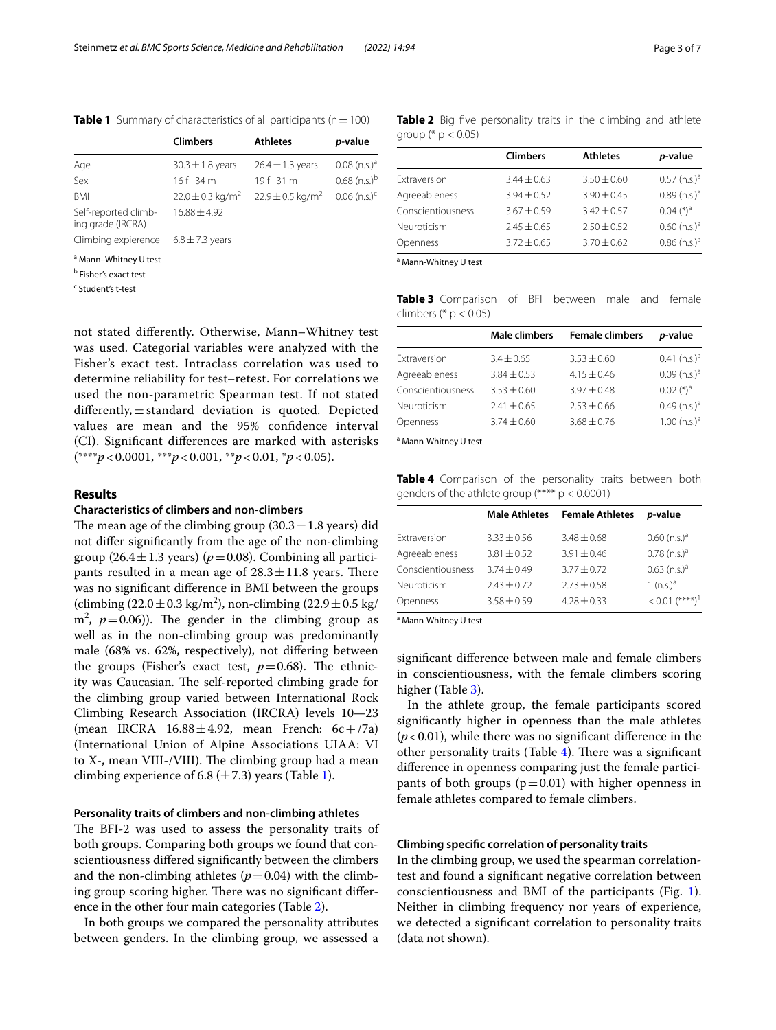**Table 1** Summary of characteristics of all participants (n = 100)

| | Climbers | Athletes | *p*-value |
|---|---|---|---|
| Age | 30.3 ± 1.8 years | 26.4 ± 1.3 years | 0.08 (n.s.)[a] |
| Sex | 16 f \| 34 m | 19 f \| 31 m | 0.68 (n.s.)[b] |
| BMI | 22.0 ± 0.3 kg/m$^2$ | 22.9 ± 0.5 kg/m$^2$ | 0.06 (n.s.)[c] |
| Self-reported climbing grade (IRCRA) | 16.88 ± 4.92 | | |
| Climbing expierence | 6.8 ± 7.3 years | | |

[a] Mann–Whitney U test

[b] Fisher's exact test

[c] Student's t-test

not stated differently. Otherwise, Mann–Whitney test was used. Categorial variables were analyzed with the Fisher's exact test. Intraclass correlation was used to determine reliability for test–retest. For correlations we used the non-parametric Spearman test. If not stated differently, ± standard deviation is quoted. Depicted values are mean and the 95% confidence interval (CI). Significant differences are marked with asterisks (****$p$ < 0.0001, ***$p$ < 0.001, **$p$ < 0.01, *$p$ < 0.05).

## Results

### Characteristics of climbers and non-climbers

The mean age of the climbing group (30.3 ± 1.8 years) did not differ significantly from the age of the non-climbing group (26.4 ± 1.3 years) ($p$ = 0.08). Combining all participants resulted in a mean age of 28.3 ± 11.8 years. There was no significant difference in BMI between the groups (climbing (22.0 ± 0.3 kg/m$^2$), non-climbing (22.9 ± 0.5 kg/m$^2$, $p$ = 0.06)). The gender in the climbing group as well as in the non-climbing group was predominantly male (68% vs. 62%, respectively), not differing between the groups (Fisher's exact test, $p$ = 0.68). The ethnicity was Caucasian. The self-reported climbing grade for the climbing group varied between International Rock Climbing Research Association (IRCRA) levels 10—23 (mean IRCRA 16.88 ± 4.92, mean French: 6c + /7a) (International Union of Alpine Associations UIAA: VI to X-, mean VIII-/VIII). The climbing group had a mean climbing experience of 6.8 (± 7.3) years (Table 1).

### Personality traits of climbers and non-climbing athletes

The BFI-2 was used to assess the personality traits of both groups. Comparing both groups we found that conscientiousness differed significantly between the climbers and the non-climbing athletes ($p$ = 0.04) with the climbing group scoring higher. There was no significant difference in the other four main categories (Table 2).

In both groups we compared the personality attributes between genders. In the climbing group, we assessed a significant difference between male and female climbers in conscientiousness, with the female climbers scoring higher (Table 3).

In the athlete group, the female participants scored significantly higher in openness than the male athletes ($p$ < 0.01), while there was no significant difference in the other personality traits (Table 4). There was a significant difference in openness comparing just the female participants of both groups (p = 0.01) with higher openness in female athletes compared to female climbers.

**Table 2** Big five personality traits in the climbing and athlete group (* p < 0.05)

| | Climbers | Athletes | *p*-value |
|---|---|---|---|
| Extraversion | 3.44 ± 0.63 | 3.50 ± 0.60 | 0.57 (n.s.)[a] |
| Agreeableness | 3.94 ± 0.52 | 3.90 ± 0.45 | 0.89 (n.s.)[a] |
| Conscientiousness | 3.67 ± 0.59 | 3.42 ± 0.57 | 0.04 (*)[a] |
| Neuroticism | 2.45 ± 0.65 | 2.50 ± 0.52 | 0.60 (n.s.)[a] |
| Openness | 3.72 ± 0.65 | 3.70 ± 0.62 | 0.86 (n.s.)[a] |

[a] Mann-Whitney U test

**Table 3** Comparison of BFI between male and female climbers (* p < 0.05)

| | Male climbers | Female climbers | *p*-value |
|---|---|---|---|
| Extraversion | 3.4 ± 0.65 | 3.53 ± 0.60 | 0.41 (n.s.)[a] |
| Agreeableness | 3.84 ± 0.53 | 4.15 ± 0.46 | 0.09 (n.s.)[a] |
| Conscientiousness | 3.53 ± 0.60 | 3.97 ± 0.48 | 0.02 (*)[a] |
| Neuroticism | 2.41 ± 0.65 | 2.53 ± 0.66 | 0.49 (n.s.)[a] |
| Openness | 3.74 ± 0.60 | 3.68 ± 0.76 | 1.00 (n.s.)[a] |

[a] Mann-Whitney U test

**Table 4** Comparison of the personality traits between both genders of the athlete group (**** p < 0.0001)

| | Male Athletes | Female Athletes | *p*-value |
|---|---|---|---|
| Extraversion | 3.33 ± 0.56 | 3.48 ± 0.68 | 0.60 (n.s.)[a] |
| Agreeableness | 3.81 ± 0.52 | 3.91 ± 0.46 | 0.78 (n.s.)[a] |
| Conscientiousness | 3.74 ± 0.49 | 3.77 ± 0.72 | 0.63 (n.s.)[a] |
| Neuroticism | 2.43 ± 0.72 | 2.73 ± 0.58 | 1 (n.s.)[a] |
| Openness | 3.58 ± 0.59 | 4.28 ± 0.33 | < 0.01 (****)[†] |

[a] Mann-Whitney U test

### Climbing specific correlation of personality traits

In the climbing group, we used the spearman correlation-test and found a significant negative correlation between conscientiousness and BMI of the participants (Fig. 1). Neither in climbing frequency nor years of experience, we detected a significant correlation to personality traits (data not shown).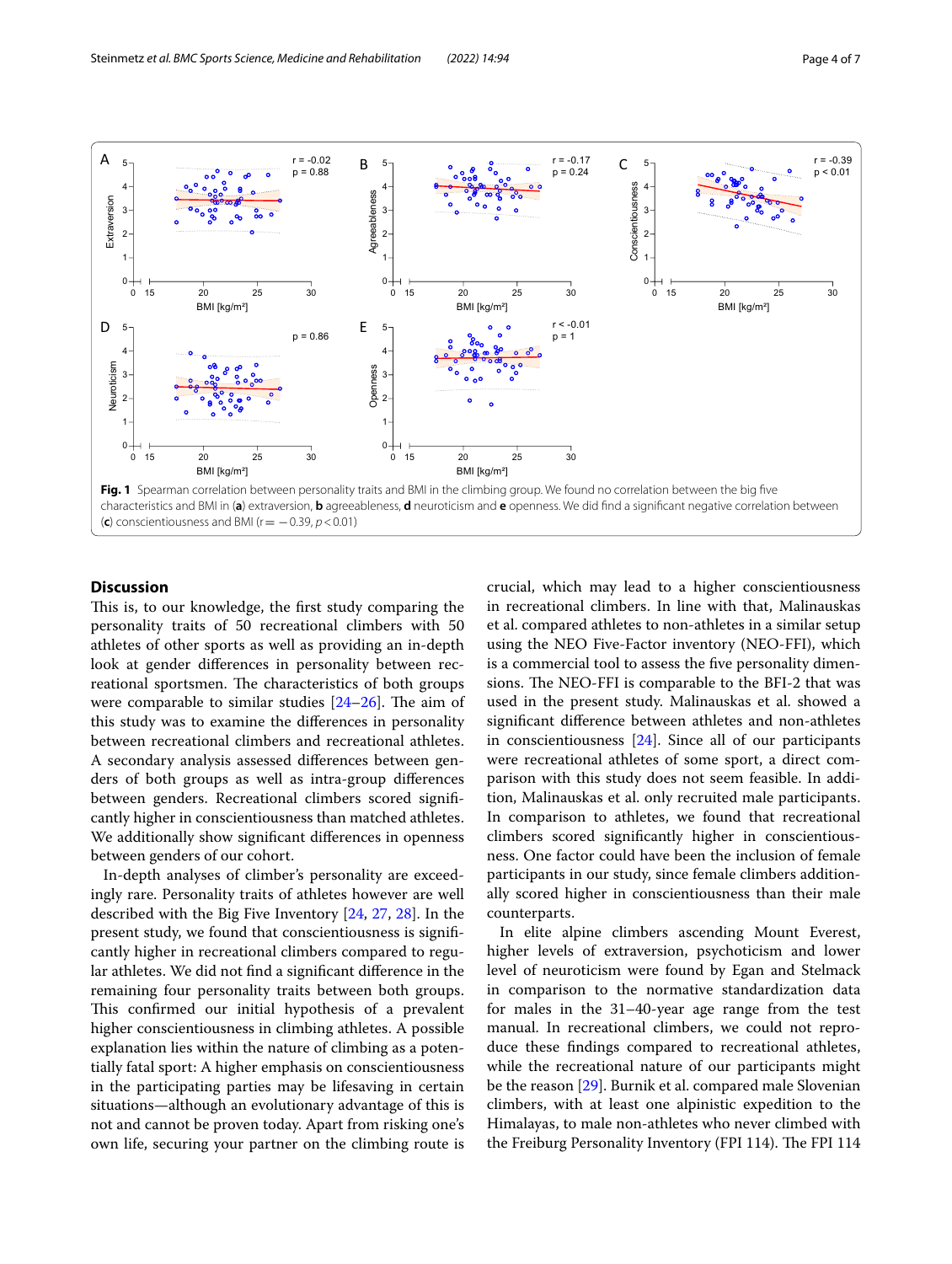Fig. 1 Spearman correlation between personality traits and BMI in the climbing group. We found no correlation between the big five characteristics and BMI in (**a**) extraversion, **b** agreeableness, **d** neuroticism and **e** openness. We did find a significant negative correlation between (**c**) conscientiousness and BMI ($r = -0.39$, $p < 0.01$)

## Discussion

This is, to our knowledge, the first study comparing the personality traits of 50 recreational climbers with 50 athletes of other sports as well as providing an in-depth look at gender differences in personality between recreational sportsmen. The characteristics of both groups were comparable to similar studies [24–26]. The aim of this study was to examine the differences in personality between recreational climbers and recreational athletes. A secondary analysis assessed differences between genders of both groups as well as intra-group differences between genders. Recreational climbers scored significantly higher in conscientiousness than matched athletes. We additionally show significant differences in openness between genders of our cohort.

In-depth analyses of climber's personality are exceedingly rare. Personality traits of athletes however are well described with the Big Five Inventory [24, 27, 28]. In the present study, we found that conscientiousness is significantly higher in recreational climbers compared to regular athletes. We did not find a significant difference in the remaining four personality traits between both groups. This confirmed our initial hypothesis of a prevalent higher conscientiousness in climbing athletes. A possible explanation lies within the nature of climbing as a potentially fatal sport: A higher emphasis on conscientiousness in the participating parties may be lifesaving in certain situations—although an evolutionary advantage of this is not and cannot be proven today. Apart from risking one's own life, securing your partner on the climbing route is crucial, which may lead to a higher conscientiousness in recreational climbers. In line with that, Malinauskas et al. compared athletes to non-athletes in a similar setup using the NEO Five-Factor inventory (NEO-FFI), which is a commercial tool to assess the five personality dimensions. The NEO-FFI is comparable to the BFI-2 that was used in the present study. Malinauskas et al. showed a significant difference between athletes and non-athletes in conscientiousness [24]. Since all of our participants were recreational athletes of some sport, a direct comparison with this study does not seem feasible. In addition, Malinauskas et al. only recruited male participants. In comparison to athletes, we found that recreational climbers scored significantly higher in conscientiousness. One factor could have been the inclusion of female participants in our study, since female climbers additionally scored higher in conscientiousness than their male counterparts.

In elite alpine climbers ascending Mount Everest, higher levels of extraversion, psychoticism and lower level of neuroticism were found by Egan and Stelmack in comparison to the normative standardization data for males in the 31–40-year age range from the test manual. In recreational climbers, we could not reproduce these findings compared to recreational athletes, while the recreational nature of our participants might be the reason [29]. Burnik et al. compared male Slovenian climbers, with at least one alpinistic expedition to the Himalayas, to male non-athletes who never climbed with the Freiburg Personality Inventory (FPI 114). The FPI 114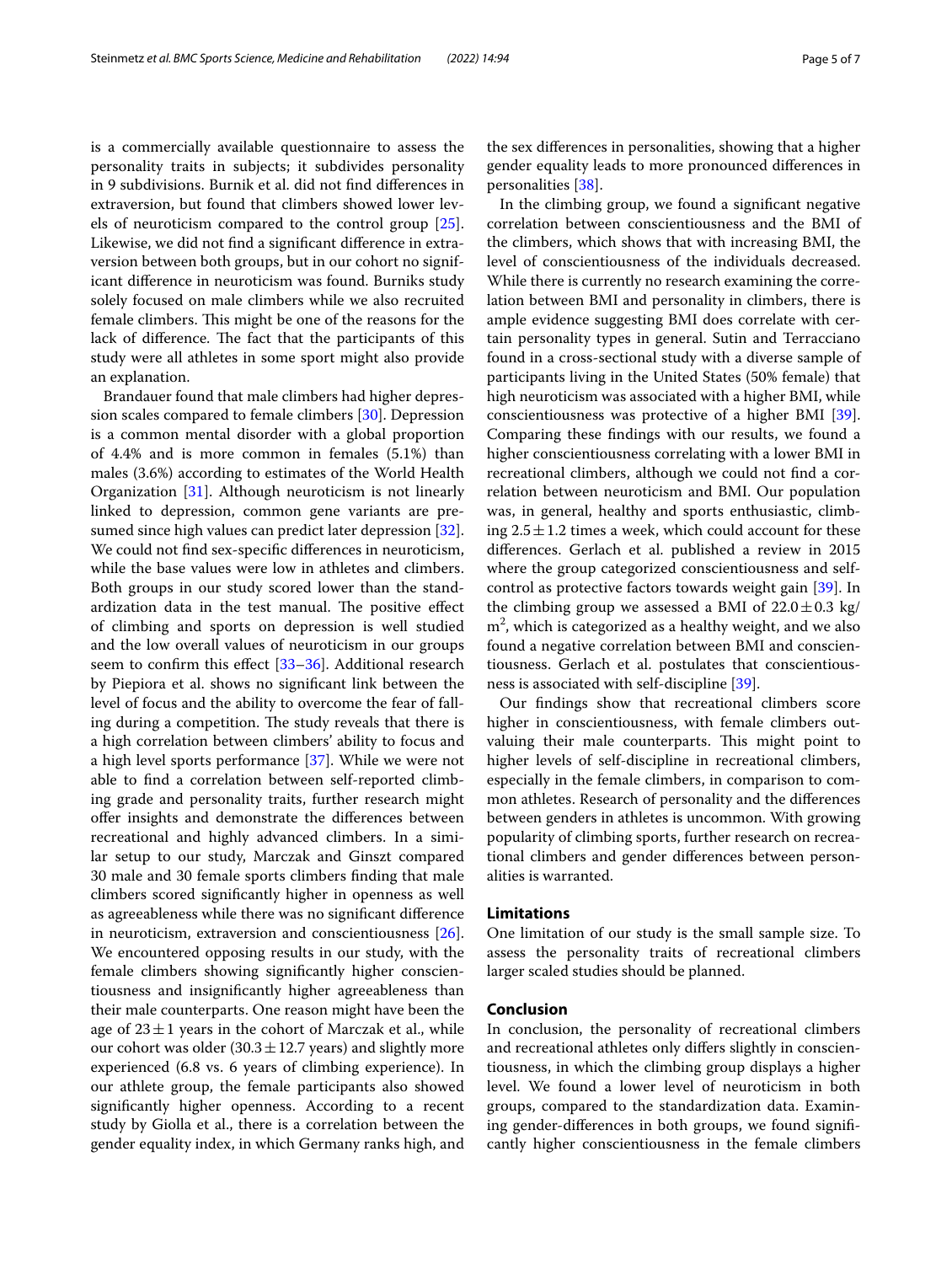is a commercially available questionnaire to assess the personality traits in subjects; it subdivides personality in 9 subdivisions. Burnik et al. did not find differences in extraversion, but found that climbers showed lower levels of neuroticism compared to the control group [25]. Likewise, we did not find a significant difference in extraversion between both groups, but in our cohort no significant difference in neuroticism was found. Burniks study solely focused on male climbers while we also recruited female climbers. This might be one of the reasons for the lack of difference. The fact that the participants of this study were all athletes in some sport might also provide an explanation.

Brandauer found that male climbers had higher depression scales compared to female climbers [30]. Depression is a common mental disorder with a global proportion of 4.4% and is more common in females (5.1%) than males (3.6%) according to estimates of the World Health Organization [31]. Although neuroticism is not linearly linked to depression, common gene variants are presumed since high values can predict later depression [32]. We could not find sex-specific differences in neuroticism, while the base values were low in athletes and climbers. Both groups in our study scored lower than the standardization data in the test manual. The positive effect of climbing and sports on depression is well studied and the low overall values of neuroticism in our groups seem to confirm this effect [33–36]. Additional research by Piepiora et al. shows no significant link between the level of focus and the ability to overcome the fear of falling during a competition. The study reveals that there is a high correlation between climbers' ability to focus and a high level sports performance [37]. While we were not able to find a correlation between self-reported climbing grade and personality traits, further research might offer insights and demonstrate the differences between recreational and highly advanced climbers. In a similar setup to our study, Marczak and Ginszt compared 30 male and 30 female sports climbers finding that male climbers scored significantly higher in openness as well as agreeableness while there was no significant difference in neuroticism, extraversion and conscientiousness [26]. We encountered opposing results in our study, with the female climbers showing significantly higher conscientiousness and insignificantly higher agreeableness than their male counterparts. One reason might have been the age of $23 \pm 1$ years in the cohort of Marczak et al., while our cohort was older ($30.3 \pm 12.7$ years) and slightly more experienced (6.8 vs. 6 years of climbing experience). In our athlete group, the female participants also showed significantly higher openness. According to a recent study by Giolla et al., there is a correlation between the gender equality index, in which Germany ranks high, and the sex differences in personalities, showing that a higher gender equality leads to more pronounced differences in personalities [38].

In the climbing group, we found a significant negative correlation between conscientiousness and the BMI of the climbers, which shows that with increasing BMI, the level of conscientiousness of the individuals decreased. While there is currently no research examining the correlation between BMI and personality in climbers, there is ample evidence suggesting BMI does correlate with certain personality types in general. Sutin and Terracciano found in a cross-sectional study with a diverse sample of participants living in the United States (50% female) that high neuroticism was associated with a higher BMI, while conscientiousness was protective of a higher BMI [39]. Comparing these findings with our results, we found a higher conscientiousness correlating with a lower BMI in recreational climbers, although we could not find a correlation between neuroticism and BMI. Our population was, in general, healthy and sports enthusiastic, climbing $2.5 \pm 1.2$ times a week, which could account for these differences. Gerlach et al. published a review in 2015 where the group categorized conscientiousness and self-control as protective factors towards weight gain [39]. In the climbing group we assessed a BMI of $22.0 \pm 0.3$ kg/m$^2$, which is categorized as a healthy weight, and we also found a negative correlation between BMI and conscientiousness. Gerlach et al. postulates that conscientiousness is associated with self-discipline [39].

Our findings show that recreational climbers score higher in conscientiousness, with female climbers outvaluing their male counterparts. This might point to higher levels of self-discipline in recreational climbers, especially in the female climbers, in comparison to common athletes. Research of personality and the differences between genders in athletes is uncommon. With growing popularity of climbing sports, further research on recreational climbers and gender differences between personalities is warranted.

## Limitations

One limitation of our study is the small sample size. To assess the personality traits of recreational climbers larger scaled studies should be planned.

## Conclusion

In conclusion, the personality of recreational climbers and recreational athletes only differs slightly in conscientiousness, in which the climbing group displays a higher level. We found a lower level of neuroticism in both groups, compared to the standardization data. Examining gender-differences in both groups, we found significantly higher conscientiousness in the female climbers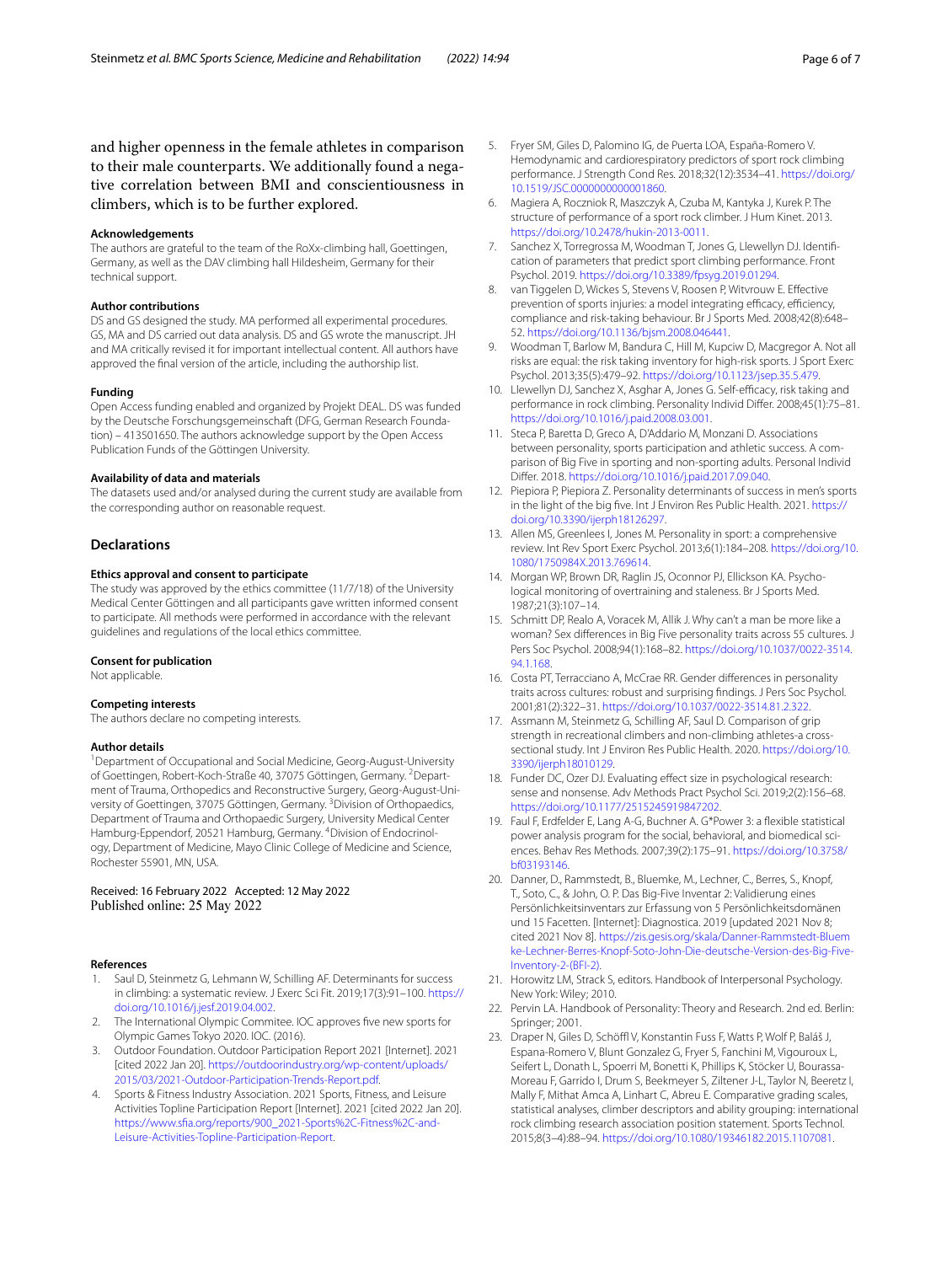and higher openness in the female athletes in comparison to their male counterparts. We additionally found a negative correlation between BMI and conscientiousness in climbers, which is to be further explored.

### Acknowledgements
The authors are grateful to the team of the RoXx-climbing hall, Goettingen, Germany, as well as the DAV climbing hall Hildesheim, Germany for their technical support.

### Author contributions
DS and GS designed the study. MA performed all experimental procedures. GS, MA and DS carried out data analysis. DS and GS wrote the manuscript. JH and MA critically revised it for important intellectual content. All authors have approved the final version of the article, including the authorship list.

### Funding
Open Access funding enabled and organized by Projekt DEAL. DS was funded by the Deutsche Forschungsgemeinschaft (DFG, German Research Foundation) – 413501650. The authors acknowledge support by the Open Access Publication Funds of the Göttingen University.

### Availability of data and materials
The datasets used and/or analysed during the current study are available from the corresponding author on reasonable request.

## Declarations

### Ethics approval and consent to participate
The study was approved by the ethics committee (11/7/18) of the University Medical Center Göttingen and all participants gave written informed consent to participate. All methods were performed in accordance with the relevant guidelines and regulations of the local ethics committee.

### Consent for publication
Not applicable.

### Competing interests
The authors declare no competing interests.

### Author details
[1]Department of Occupational and Social Medicine, Georg-August-University of Goettingen, Robert-Koch-Straße 40, 37075 Göttingen, Germany. [2]Department of Trauma, Orthopedics and Reconstructive Surgery, Georg-August-University of Goettingen, 37075 Göttingen, Germany. [3]Division of Orthopaedics, Department of Trauma and Orthopaedic Surgery, University Medical Center Hamburg-Eppendorf, 20521 Hamburg, Germany. [4]Division of Endocrinology, Department of Medicine, Mayo Clinic College of Medicine and Science, Rochester 55901, MN, USA.

Received: 16 February 2022 Accepted: 12 May 2022
Published online: 25 May 2022

### References
1. Saul D, Steinmetz G, Lehmann W, Schilling AF. Determinants for success in climbing: a systematic review. J Exerc Sci Fit. 2019;17(3):91–100. https://doi.org/10.1016/j.jesf.2019.04.002.
2. The International Olympic Commitee. IOC approves five new sports for Olympic Games Tokyo 2020. IOC. (2016).
3. Outdoor Foundation. Outdoor Participation Report 2021 [Internet]. 2021 [cited 2022 Jan 20]. https://outdoorindustry.org/wp-content/uploads/2015/03/2021-Outdoor-Participation-Trends-Report.pdf.
4. Sports & Fitness Industry Association. 2021 Sports, Fitness, and Leisure Activities Topline Participation Report [Internet]. 2021 [cited 2022 Jan 20]. https://www.sfia.org/reports/900_2021-Sports%2C-Fitness%2C-and-Leisure-Activities-Topline-Participation-Report.
5. Fryer SM, Giles D, Palomino IG, de Puerta LOA, España-Romero V. Hemodynamic and cardiorespiratory predictors of sport rock climbing performance. J Strength Cond Res. 2018;32(12):3534–41. https://doi.org/10.1519/JSC.0000000000001860.
6. Magiera A, Roczniok R, Maszczyk A, Czuba M, Kantyka J, Kurek P. The structure of performance of a sport rock climber. J Hum Kinet. 2013. https://doi.org/10.2478/hukin-2013-0011.
7. Sanchez X, Torregrossa M, Woodman T, Jones G, Llewellyn DJ. Identification of parameters that predict sport climbing performance. Front Psychol. 2019. https://doi.org/10.3389/fpsyg.2019.01294.
8. van Tiggelen D, Wickes S, Stevens V, Roosen P, Witvrouw E. Effective prevention of sports injuries: a model integrating efficacy, efficiency, compliance and risk-taking behaviour. Br J Sports Med. 2008;42(8):648–52. https://doi.org/10.1136/bjsm.2008.046441.
9. Woodman T, Barlow M, Bandura C, Hill M, Kupciw D, Macgregor A. Not all risks are equal: the risk taking inventory for high-risk sports. J Sport Exerc Psychol. 2013;35(5):479–92. https://doi.org/10.1123/jsep.35.5.479.
10. Llewellyn DJ, Sanchez X, Asghar A, Jones G. Self-efficacy, risk taking and performance in rock climbing. Personality Individ Differ. 2008;45(1):75–81. https://doi.org/10.1016/j.paid.2008.03.001.
11. Steca P, Baretta D, Greco A, D'Addario M, Monzani D. Associations between personality, sports participation and athletic success. A comparison of Big Five in sporting and non-sporting adults. Personal Individ Differ. 2018. https://doi.org/10.1016/j.paid.2017.09.040.
12. Piepiora P, Piepiora Z. Personality determinants of success in men's sports in the light of the big five. Int J Environ Res Public Health. 2021. https://doi.org/10.3390/ijerph18126297.
13. Allen MS, Greenlees I, Jones M. Personality in sport: a comprehensive review. Int Rev Sport Exerc Psychol. 2013;6(1):184–208. https://doi.org/10.1080/1750984X.2013.769614.
14. Morgan WP, Brown DR, Raglin JS, Oconnor PJ, Ellickson KA. Psychological monitoring of overtraining and staleness. Br J Sports Med. 1987;21(3):107–14.
15. Schmitt DP, Realo A, Voracek M, Allik J. Why can't a man be more like a woman? Sex differences in Big Five personality traits across 55 cultures. J Pers Soc Psychol. 2008;94(1):168–82. https://doi.org/10.1037/0022-3514.94.1.168.
16. Costa PT, Terracciano A, McCrae RR. Gender differences in personality traits across cultures: robust and surprising findings. J Pers Soc Psychol. 2001;81(2):322–31. https://doi.org/10.1037/0022-3514.81.2.322.
17. Assmann M, Steinmetz G, Schilling AF, Saul D. Comparison of grip strength in recreational climbers and non-climbing athletes-a cross-sectional study. Int J Environ Res Public Health. 2020. https://doi.org/10.3390/ijerph18010129.
18. Funder DC, Ozer DJ. Evaluating effect size in psychological research: sense and nonsense. Adv Methods Pract Psychol Sci. 2019;2(2):156–68. https://doi.org/10.1177/2515245919847202.
19. Faul F, Erdfelder E, Lang A-G, Buchner A. G*Power 3: a flexible statistical power analysis program for the social, behavioral, and biomedical sciences. Behav Res Methods. 2007;39(2):175–91. https://doi.org/10.3758/bf03193146.
20. Danner, D., Rammstedt, B., Bluemke, M., Lechner, C., Berres, S., Knopf, T., Soto, C., & John, O. P. Das Big-Five Inventar 2: Validierung eines Persönlichkeitsinventars zur Erfassung von 5 Persönlichkeitsdomänen und 15 Facetten. [Internet]: Diagnostica. 2019 [updated 2021 Nov 8; cited 2021 Nov 8]. https://zis.gesis.org/skala/Danner-Rammstedt-Bluemke-Lechner-Berres-Knopf-Soto-John-Die-deutsche-Version-des-Big-Five-Inventory-2-(BFI-2).
21. Horowitz LM, Strack S, editors. Handbook of Interpersonal Psychology. New York: Wiley; 2010.
22. Pervin LA. Handbook of Personality: Theory and Research. 2nd ed. Berlin: Springer; 2001.
23. Draper N, Giles D, Schöffl V, Konstantin Fuss F, Watts P, Wolf P, Baláš J, Espana-Romero V, Blunt Gonzalez G, Fryer S, Fanchini M, Vigouroux L, Seifert L, Donath L, Spoerri M, Bonetti K, Phillips K, Stöcker U, Bourassa-Moreau F, Garrido I, Drum S, Beekmeyer S, Ziltener J-L, Taylor N, Beeretz I, Mally F, Mithat Amca A, Linhart C, Abreu E. Comparative grading scales, statistical analyses, climber descriptors and ability grouping: international rock climbing research association position statement. Sports Technol. 2015;8(3–4):88–94. https://doi.org/10.1080/19346182.2015.1107081.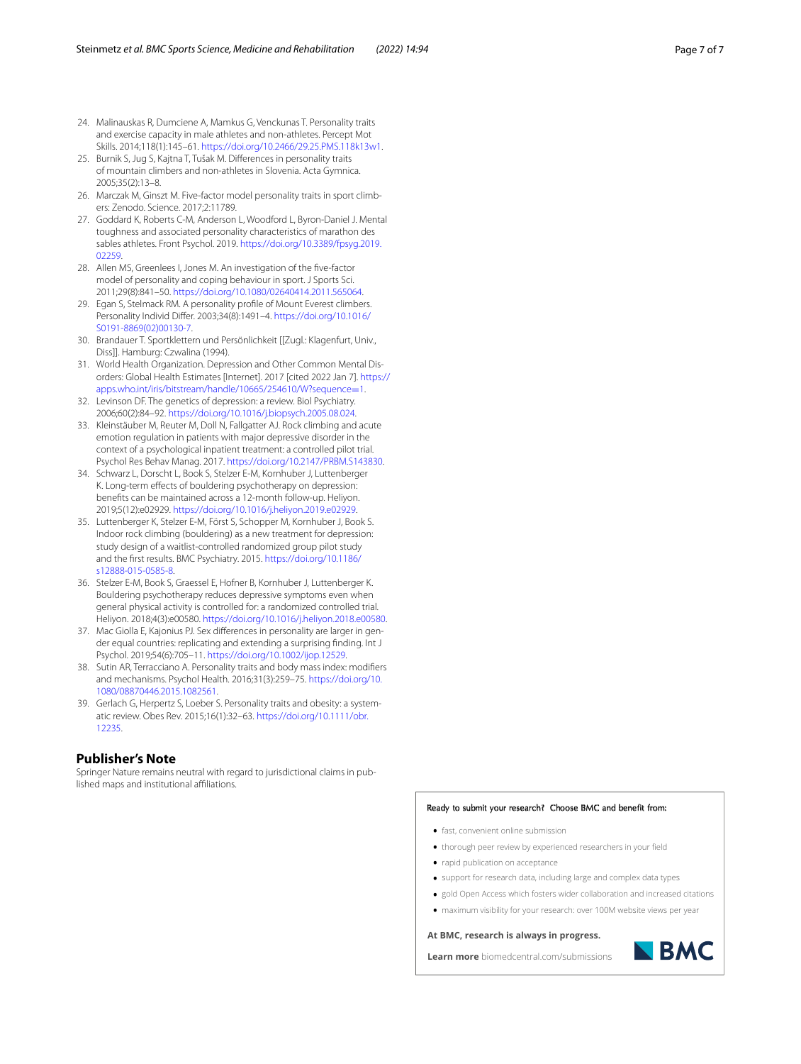24. Malinauskas R, Dumciene A, Mamkus G, Venckunas T. Personality traits and exercise capacity in male athletes and non-athletes. Percept Mot Skills. 2014;118(1):145–61. https://doi.org/10.2466/29.25.PMS.118k13w1.
25. Burnik S, Jug S, Kajtna T, Tušak M. Differences in personality traits of mountain climbers and non-athletes in Slovenia. Acta Gymnica. 2005;35(2):13–8.
26. Marczak M, Ginszt M. Five-factor model personality traits in sport climbers: Zenodo. Science. 2017;2:11789.
27. Goddard K, Roberts C-M, Anderson L, Woodford L, Byron-Daniel J. Mental toughness and associated personality characteristics of marathon des sables athletes. Front Psychol. 2019. https://doi.org/10.3389/fpsyg.2019.02259.
28. Allen MS, Greenlees I, Jones M. An investigation of the five-factor model of personality and coping behaviour in sport. J Sports Sci. 2011;29(8):841–50. https://doi.org/10.1080/02640414.2011.565064.
29. Egan S, Stelmack RM. A personality profile of Mount Everest climbers. Personality Individ Differ. 2003;34(8):1491–4. https://doi.org/10.1016/S0191-8869(02)00130-7.
30. Brandauer T. Sportklettern und Persönlichkeit [[Zugl.: Klagenfurt, Univ., Diss]]. Hamburg: Czwalina (1994).
31. World Health Organization. Depression and Other Common Mental Disorders: Global Health Estimates [Internet]. 2017 [cited 2022 Jan 7]. https://apps.who.int/iris/bitstream/handle/10665/254610/W?sequence=1.
32. Levinson DF. The genetics of depression: a review. Biol Psychiatry. 2006;60(2):84–92. https://doi.org/10.1016/j.biopsych.2005.08.024.
33. Kleinstäuber M, Reuter M, Doll N, Fallgatter AJ. Rock climbing and acute emotion regulation in patients with major depressive disorder in the context of a psychological inpatient treatment: a controlled pilot trial. Psychol Res Behav Manag. 2017. https://doi.org/10.2147/PRBM.S143830.
34. Schwarz L, Dorscht L, Book S, Stelzer E-M, Kornhuber J, Luttenberger K. Long-term effects of bouldering psychotherapy on depression: benefits can be maintained across a 12-month follow-up. Heliyon. 2019;5(12):e02929. https://doi.org/10.1016/j.heliyon.2019.e02929.
35. Luttenberger K, Stelzer E-M, Först S, Schopper M, Kornhuber J, Book S. Indoor rock climbing (bouldering) as a new treatment for depression: study design of a waitlist-controlled randomized group pilot study and the first results. BMC Psychiatry. 2015. https://doi.org/10.1186/s12888-015-0585-8.
36. Stelzer E-M, Book S, Graessel E, Hofner B, Kornhuber J, Luttenberger K. Bouldering psychotherapy reduces depressive symptoms even when general physical activity is controlled for: a randomized controlled trial. Heliyon. 2018;4(3):e00580. https://doi.org/10.1016/j.heliyon.2018.e00580.
37. Mac Giolla E, Kajonius PJ. Sex differences in personality are larger in gender equal countries: replicating and extending a surprising finding. Int J Psychol. 2019;54(6):705–11. https://doi.org/10.1002/ijop.12529.
38. Sutin AR, Terracciano A. Personality traits and body mass index: modifiers and mechanisms. Psychol Health. 2016;31(3):259–75. https://doi.org/10.1080/08870446.2015.1082561.
39. Gerlach G, Herpertz S, Loeber S. Personality traits and obesity: a systematic review. Obes Rev. 2015;16(1):32–63. https://doi.org/10.1111/obr.12235.

## Publisher's Note

Springer Nature remains neutral with regard to jurisdictional claims in published maps and institutional affiliations.

Ready to submit your research? Choose BMC and benefit from:

- fast, convenient online submission
- thorough peer review by experienced researchers in your field
- rapid publication on acceptance
- support for research data, including large and complex data types
- gold Open Access which fosters wider collaboration and increased citations
- maximum visibility for your research: over 100M website views per year

**At BMC, research is always in progress.**

**Learn more** biomedcentral.com/submissions

BMC